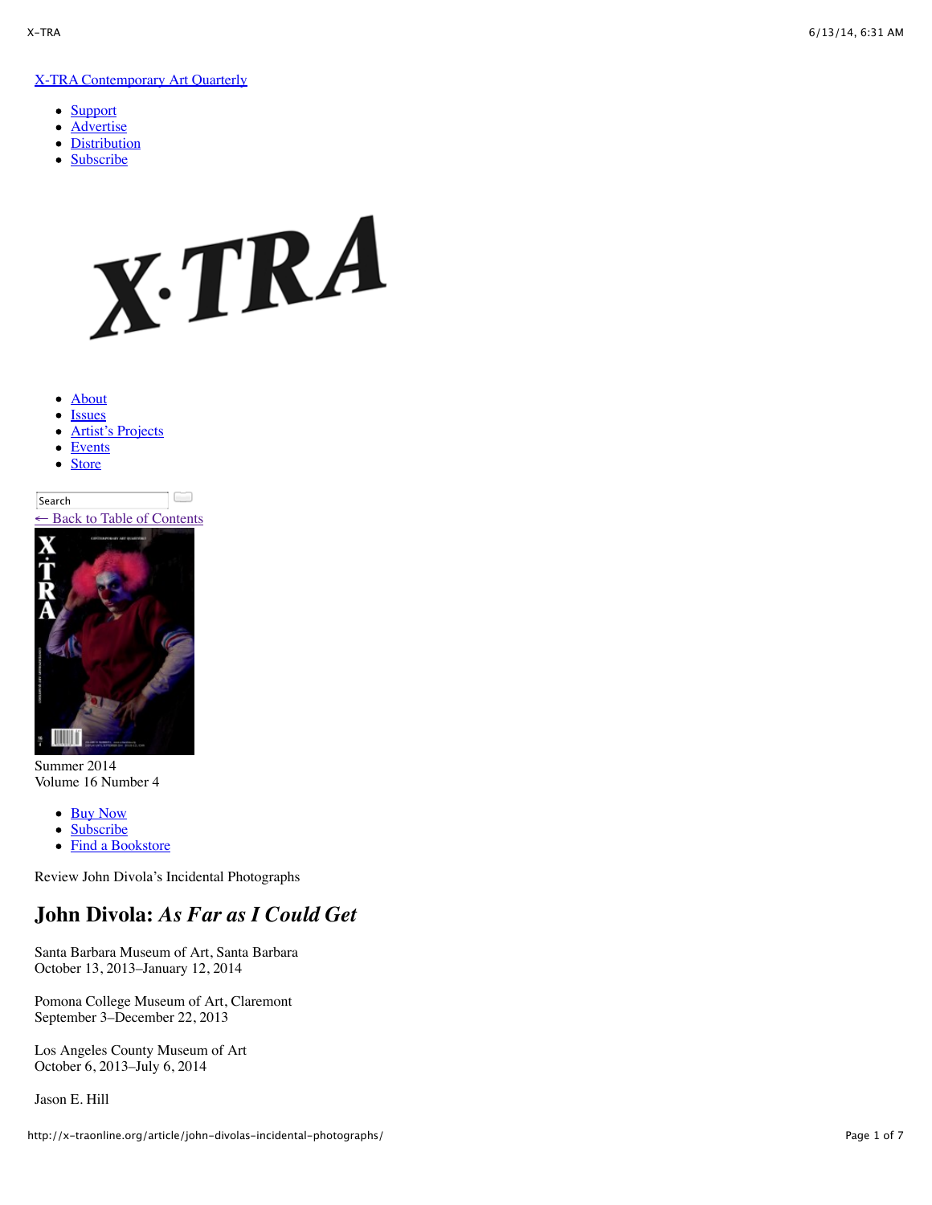X-TRA Contemporary Art Quarterly

- Support
- Advertise
- Distribution
- Subscribe

- About
- Issues
- Artist's Projects
- Events
- Store

Search

← Back to Table of Contents

Summer 2014
Volume 16 Number 4

- Buy Now
- Subscribe
- Find a Bookstore

Review John Divola's Incidental Photographs

## John Divola: *As Far as I Could Get*

Santa Barbara Museum of Art, Santa Barbara
October 13, 2013–January 12, 2014

Pomona College Museum of Art, Claremont
September 3–December 22, 2013

Los Angeles County Museum of Art
October 6, 2013–July 6, 2014

Jason E. Hill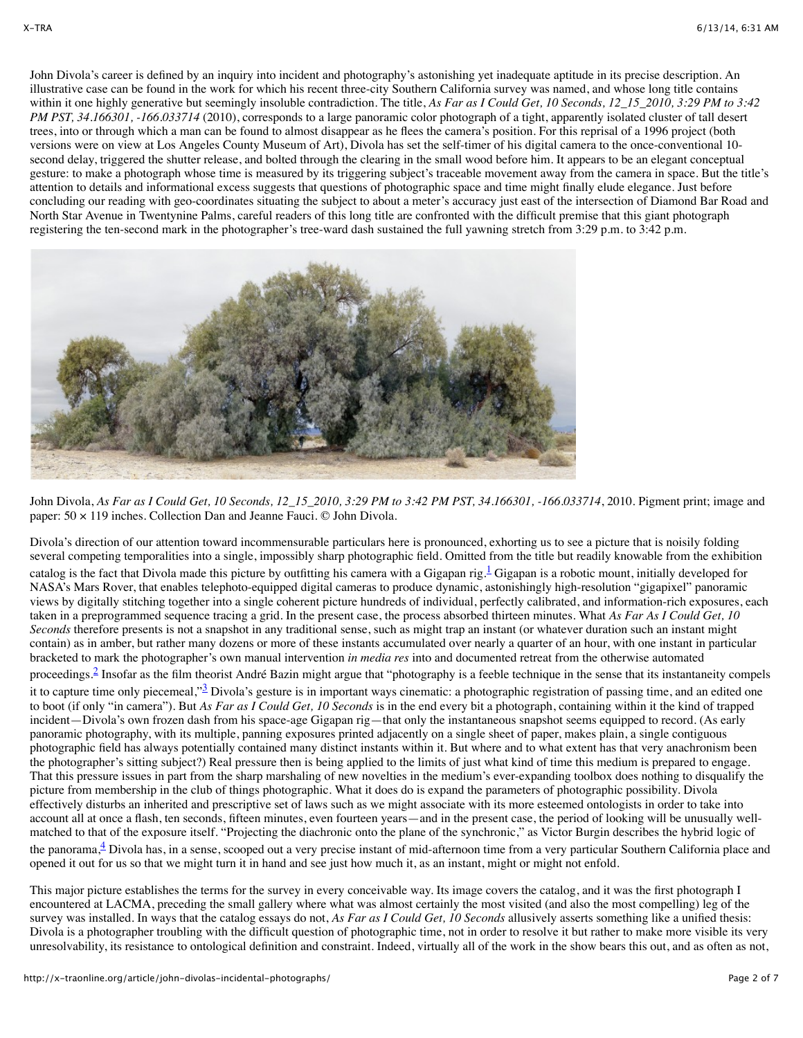John Divola's career is defined by an inquiry into incident and photography's astonishing yet inadequate aptitude in its precise description. An illustrative case can be found in the work for which his recent three-city Southern California survey was named, and whose long title contains within it one highly generative but seemingly insoluble contradiction. The title, *As Far as I Could Get, 10 Seconds, 12_15_2010, 3:29 PM to 3:42 PM PST, 34.166301, -166.033714* (2010), corresponds to a large panoramic color photograph of a tight, apparently isolated cluster of tall desert trees, into or through which a man can be found to almost disappear as he flees the camera's position. For this reprisal of a 1996 project (both versions were on view at Los Angeles County Museum of Art), Divola has set the self-timer of his digital camera to the once-conventional 10-second delay, triggered the shutter release, and bolted through the clearing in the small wood before him. It appears to be an elegant conceptual gesture: to make a photograph whose time is measured by its triggering subject's traceable movement away from the camera in space. But the title's attention to details and informational excess suggests that questions of photographic space and time might finally elude elegance. Just before concluding our reading with geo-coordinates situating the subject to about a meter's accuracy just east of the intersection of Diamond Bar Road and North Star Avenue in Twentynine Palms, careful readers of this long title are confronted with the difficult premise that this giant photograph registering the ten-second mark in the photographer's tree-ward dash sustained the full yawning stretch from 3:29 p.m. to 3:42 p.m.

John Divola, *As Far as I Could Get, 10 Seconds, 12_15_2010, 3:29 PM to 3:42 PM PST, 34.166301, -166.033714*, 2010. Pigment print; image and paper: 50 × 119 inches. Collection Dan and Jeanne Fauci. © John Divola.

Divola's direction of our attention toward incommensurable particulars here is pronounced, exhorting us to see a picture that is noisily folding several competing temporalities into a single, impossibly sharp photographic field. Omitted from the title but readily knowable from the exhibition catalog is the fact that Divola made this picture by outfitting his camera with a Gigapan rig.[1] Gigapan is a robotic mount, initially developed for NASA's Mars Rover, that enables telephoto-equipped digital cameras to produce dynamic, astonishingly high-resolution "gigapixel" panoramic views by digitally stitching together into a single coherent picture hundreds of individual, perfectly calibrated, and information-rich exposures, each taken in a preprogrammed sequence tracing a grid. In the present case, the process absorbed thirteen minutes. What *As Far As I Could Get, 10 Seconds* therefore presents is not a snapshot in any traditional sense, such as might trap an instant (or whatever duration such an instant might contain) as in amber, but rather many dozens or more of these instants accumulated over nearly a quarter of an hour, with one instant in particular bracketed to mark the photographer's own manual intervention *in media res* into and documented retreat from the otherwise automated proceedings.[2] Insofar as the film theorist André Bazin might argue that "photography is a feeble technique in the sense that its instantaneity compels it to capture time only piecemeal,"[3] Divola's gesture is in important ways cinematic: a photographic registration of passing time, and an edited one to boot (if only "in camera"). But *As Far as I Could Get, 10 Seconds* is in the end every bit a photograph, containing within it the kind of trapped incident—Divola's own frozen dash from his space-age Gigapan rig—that only the instantaneous snapshot seems equipped to record. (As early panoramic photography, with its multiple, panning exposures printed adjacently on a single sheet of paper, makes plain, a single contiguous photographic field has always potentially contained many distinct instants within it. But where and to what extent has that very anachronism been the photographer's sitting subject?) Real pressure then is being applied to the limits of just what kind of time this medium is prepared to engage. That this pressure issues in part from the sharp marshaling of new novelties in the medium's ever-expanding toolbox does nothing to disqualify the picture from membership in the club of things photographic. What it does do is expand the parameters of photographic possibility. Divola effectively disturbs an inherited and prescriptive set of laws such as we might associate with its more esteemed ontologists in order to take into account all at once a flash, ten seconds, fifteen minutes, even fourteen years—and in the present case, the period of looking will be unusually well-matched to that of the exposure itself. "Projecting the diachronic onto the plane of the synchronic," as Victor Burgin describes the hybrid logic of the panorama,[4] Divola has, in a sense, scooped out a very precise instant of mid-afternoon time from a very particular Southern California place and opened it out for us so that we might turn it in hand and see just how much it, as an instant, might or might not enfold.

This major picture establishes the terms for the survey in every conceivable way. Its image covers the catalog, and it was the first photograph I encountered at LACMA, preceding the small gallery where what was almost certainly the most visited (and also the most compelling) leg of the survey was installed. In ways that the catalog essays do not, *As Far as I Could Get, 10 Seconds* allusively asserts something like a unified thesis: Divola is a photographer troubling with the difficult question of photographic time, not in order to resolve it but rather to make more visible its very unresolvability, its resistance to ontological definition and constraint. Indeed, virtually all of the work in the show bears this out, and as often as not,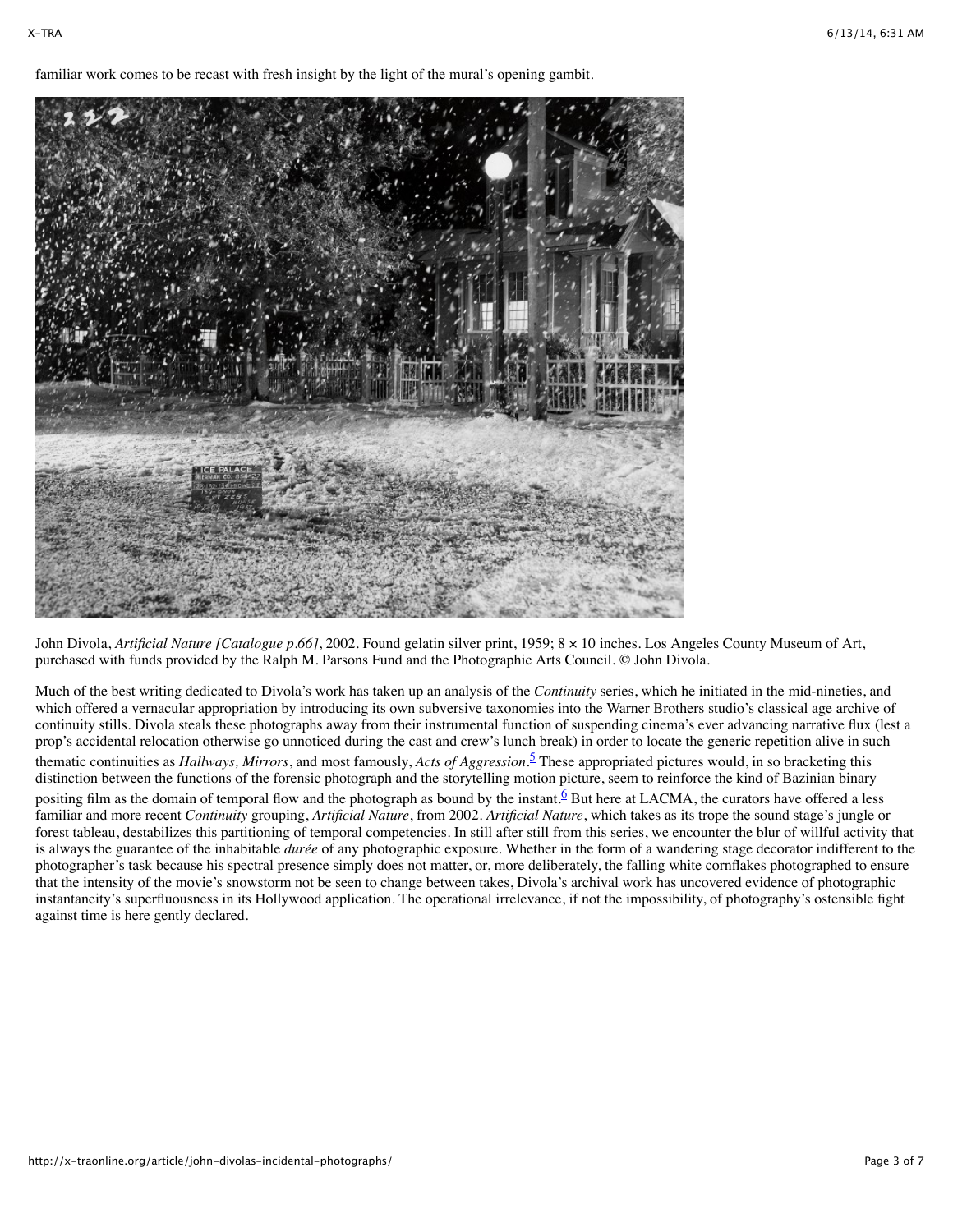familiar work comes to be recast with fresh insight by the light of the mural's opening gambit.

John Divola, *Artificial Nature [Catalogue p.66]*, 2002. Found gelatin silver print, 1959; 8 × 10 inches. Los Angeles County Museum of Art, purchased with funds provided by the Ralph M. Parsons Fund and the Photographic Arts Council. © John Divola.

Much of the best writing dedicated to Divola's work has taken up an analysis of the *Continuity* series, which he initiated in the mid-nineties, and which offered a vernacular appropriation by introducing its own subversive taxonomies into the Warner Brothers studio's classical age archive of continuity stills. Divola steals these photographs away from their instrumental function of suspending cinema's ever advancing narrative flux (lest a prop's accidental relocation otherwise go unnoticed during the cast and crew's lunch break) in order to locate the generic repetition alive in such thematic continuities as *Hallways, Mirrors*, and most famously, *Acts of Aggression*.[5] These appropriated pictures would, in so bracketing this distinction between the functions of the forensic photograph and the storytelling motion picture, seem to reinforce the kind of Bazinian binary positing film as the domain of temporal flow and the photograph as bound by the instant.[6] But here at LACMA, the curators have offered a less familiar and more recent *Continuity* grouping, *Artificial Nature*, from 2002. *Artificial Nature*, which takes as its trope the sound stage's jungle or forest tableau, destabilizes this partitioning of temporal competencies. In still after still from this series, we encounter the blur of willful activity that is always the guarantee of the inhabitable *durée* of any photographic exposure. Whether in the form of a wandering stage decorator indifferent to the photographer's task because his spectral presence simply does not matter, or, more deliberately, the falling white cornflakes photographed to ensure that the intensity of the movie's snowstorm not be seen to change between takes, Divola's archival work has uncovered evidence of photographic instantaneity's superfluousness in its Hollywood application. The operational irrelevance, if not the impossibility, of photography's ostensible fight against time is here gently declared.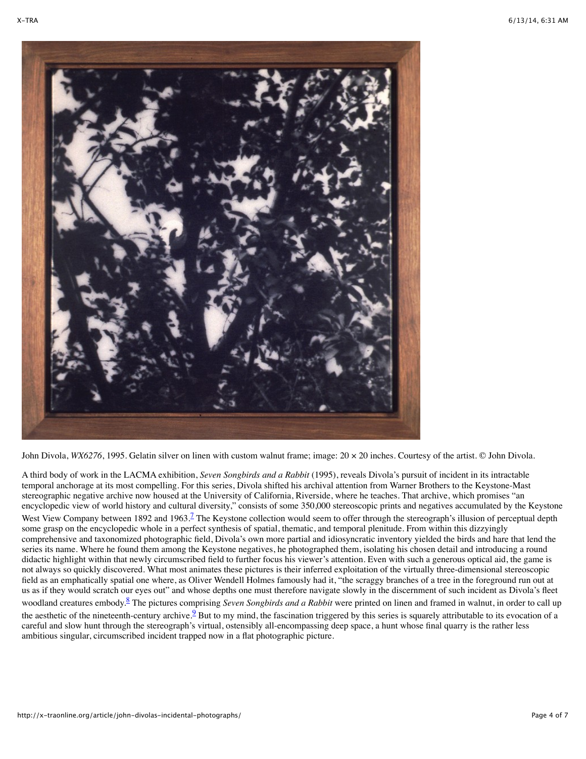John Divola, *WX6276*, 1995. Gelatin silver on linen with custom walnut frame; image: 20 × 20 inches. Courtesy of the artist. © John Divola.

A third body of work in the LACMA exhibition, *Seven Songbirds and a Rabbit* (1995), reveals Divola's pursuit of incident in its intractable temporal anchorage at its most compelling. For this series, Divola shifted his archival attention from Warner Brothers to the Keystone-Mast stereographic negative archive now housed at the University of California, Riverside, where he teaches. That archive, which promises "an encyclopedic view of world history and cultural diversity," consists of some 350,000 stereoscopic prints and negatives accumulated by the Keystone West View Company between 1892 and 1963.[7] The Keystone collection would seem to offer through the stereograph's illusion of perceptual depth some grasp on the encyclopedic whole in a perfect synthesis of spatial, thematic, and temporal plenitude. From within this dizzyingly comprehensive and taxonomized photographic field, Divola's own more partial and idiosyncratic inventory yielded the birds and hare that lend the series its name. Where he found them among the Keystone negatives, he photographed them, isolating his chosen detail and introducing a round didactic highlight within that newly circumscribed field to further focus his viewer's attention. Even with such a generous optical aid, the game is not always so quickly discovered. What most animates these pictures is their inferred exploitation of the virtually three-dimensional stereoscopic field as an emphatically spatial one where, as Oliver Wendell Holmes famously had it, "the scraggy branches of a tree in the foreground run out at us as if they would scratch our eyes out" and whose depths one must therefore navigate slowly in the discernment of such incident as Divola's fleet woodland creatures embody.[8] The pictures comprising *Seven Songbirds and a Rabbit* were printed on linen and framed in walnut, in order to call up the aesthetic of the nineteenth-century archive.[9] But to my mind, the fascination triggered by this series is squarely attributable to its evocation of a careful and slow hunt through the stereograph's virtual, ostensibly all-encompassing deep space, a hunt whose final quarry is the rather less ambitious singular, circumscribed incident trapped now in a flat photographic picture.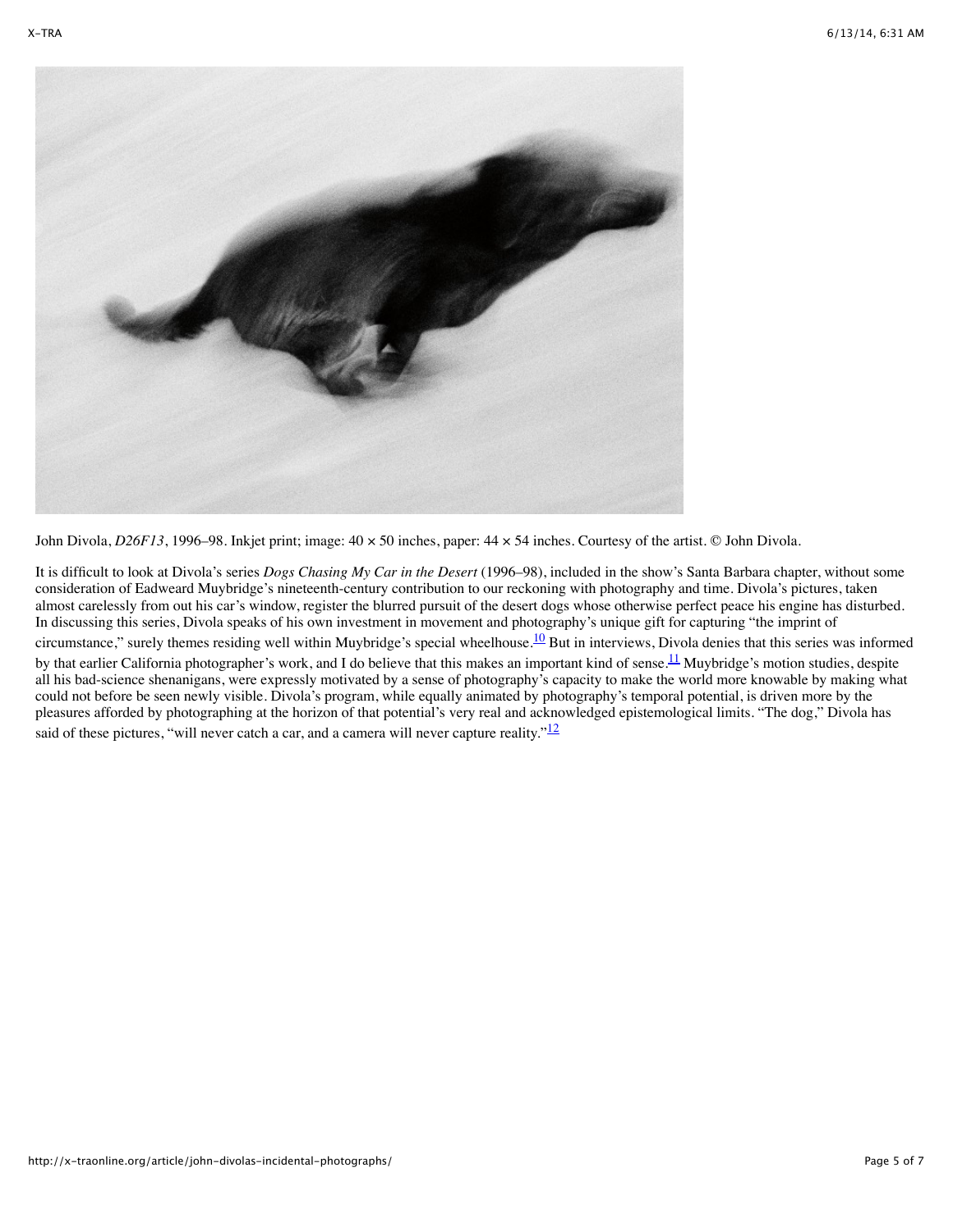John Divola, *D26F13*, 1996–98. Inkjet print; image: 40 × 50 inches, paper: 44 × 54 inches. Courtesy of the artist. © John Divola.

It is difficult to look at Divola's series *Dogs Chasing My Car in the Desert* (1996–98), included in the show's Santa Barbara chapter, without some consideration of Eadweard Muybridge's nineteenth-century contribution to our reckoning with photography and time. Divola's pictures, taken almost carelessly from out his car's window, register the blurred pursuit of the desert dogs whose otherwise perfect peace his engine has disturbed. In discussing this series, Divola speaks of his own investment in movement and photography's unique gift for capturing "the imprint of circumstance," surely themes residing well within Muybridge's special wheelhouse.[10] But in interviews, Divola denies that this series was informed by that earlier California photographer's work, and I do believe that this makes an important kind of sense.[11] Muybridge's motion studies, despite all his bad-science shenanigans, were expressly motivated by a sense of photography's capacity to make the world more knowable by making what could not before be seen newly visible. Divola's program, while equally animated by photography's temporal potential, is driven more by the pleasures afforded by photographing at the horizon of that potential's very real and acknowledged epistemological limits. "The dog," Divola has said of these pictures, "will never catch a car, and a camera will never capture reality."[12]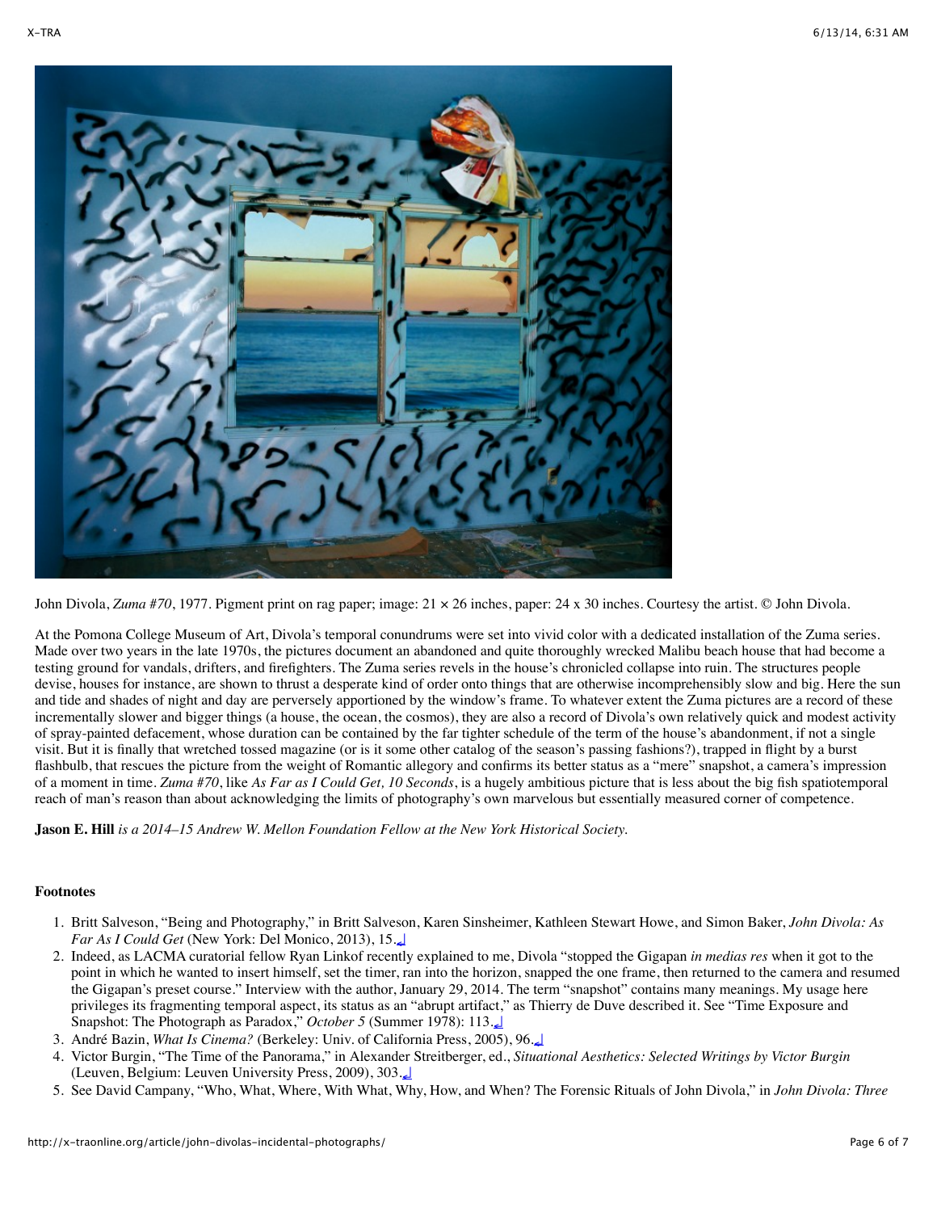John Divola, *Zuma #70*, 1977. Pigment print on rag paper; image: 21 × 26 inches, paper: 24 x 30 inches. Courtesy the artist. © John Divola.

At the Pomona College Museum of Art, Divola's temporal conundrums were set into vivid color with a dedicated installation of the Zuma series. Made over two years in the late 1970s, the pictures document an abandoned and quite thoroughly wrecked Malibu beach house that had become a testing ground for vandals, drifters, and firefighters. The Zuma series revels in the house's chronicled collapse into ruin. The structures people devise, houses for instance, are shown to thrust a desperate kind of order onto things that are otherwise incomprehensibly slow and big. Here the sun and tide and shades of night and day are perversely apportioned by the window's frame. To whatever extent the Zuma pictures are a record of these incrementally slower and bigger things (a house, the ocean, the cosmos), they are also a record of Divola's own relatively quick and modest activity of spray-painted defacement, whose duration can be contained by the far tighter schedule of the term of the house's abandonment, if not a single visit. But it is finally that wretched tossed magazine (or is it some other catalog of the season's passing fashions?), trapped in flight by a burst flashbulb, that rescues the picture from the weight of Romantic allegory and confirms its better status as a "mere" snapshot, a camera's impression of a moment in time. *Zuma #70*, like *As Far as I Could Get, 10 Seconds*, is a hugely ambitious picture that is less about the big fish spatiotemporal reach of man's reason than about acknowledging the limits of photography's own marvelous but essentially measured corner of competence.

**Jason E. Hill** *is a 2014–15 Andrew W. Mellon Foundation Fellow at the New York Historical Society.*

**Footnotes**

1. Britt Salveson, "Being and Photography," in Britt Salveson, Karen Sinsheimer, Kathleen Stewart Howe, and Simon Baker, *John Divola: As Far As I Could Get* (New York: Del Monico, 2013), 15.↩
2. Indeed, as LACMA curatorial fellow Ryan Linkof recently explained to me, Divola "stopped the Gigapan *in medias res* when it got to the point in which he wanted to insert himself, set the timer, ran into the horizon, snapped the one frame, then returned to the camera and resumed the Gigapan's preset course." Interview with the author, January 29, 2014. The term "snapshot" contains many meanings. My usage here privileges its fragmenting temporal aspect, its status as an "abrupt artifact," as Thierry de Duve described it. See "Time Exposure and Snapshot: The Photograph as Paradox," *October 5* (Summer 1978): 113.↩
3. André Bazin, *What Is Cinema?* (Berkeley: Univ. of California Press, 2005), 96.↩
4. Victor Burgin, "The Time of the Panorama," in Alexander Streitberger, ed., *Situational Aesthetics: Selected Writings by Victor Burgin* (Leuven, Belgium: Leuven University Press, 2009), 303.↩
5. See David Campany, "Who, What, Where, With What, Why, How, and When? The Forensic Rituals of John Divola," in *John Divola: Three*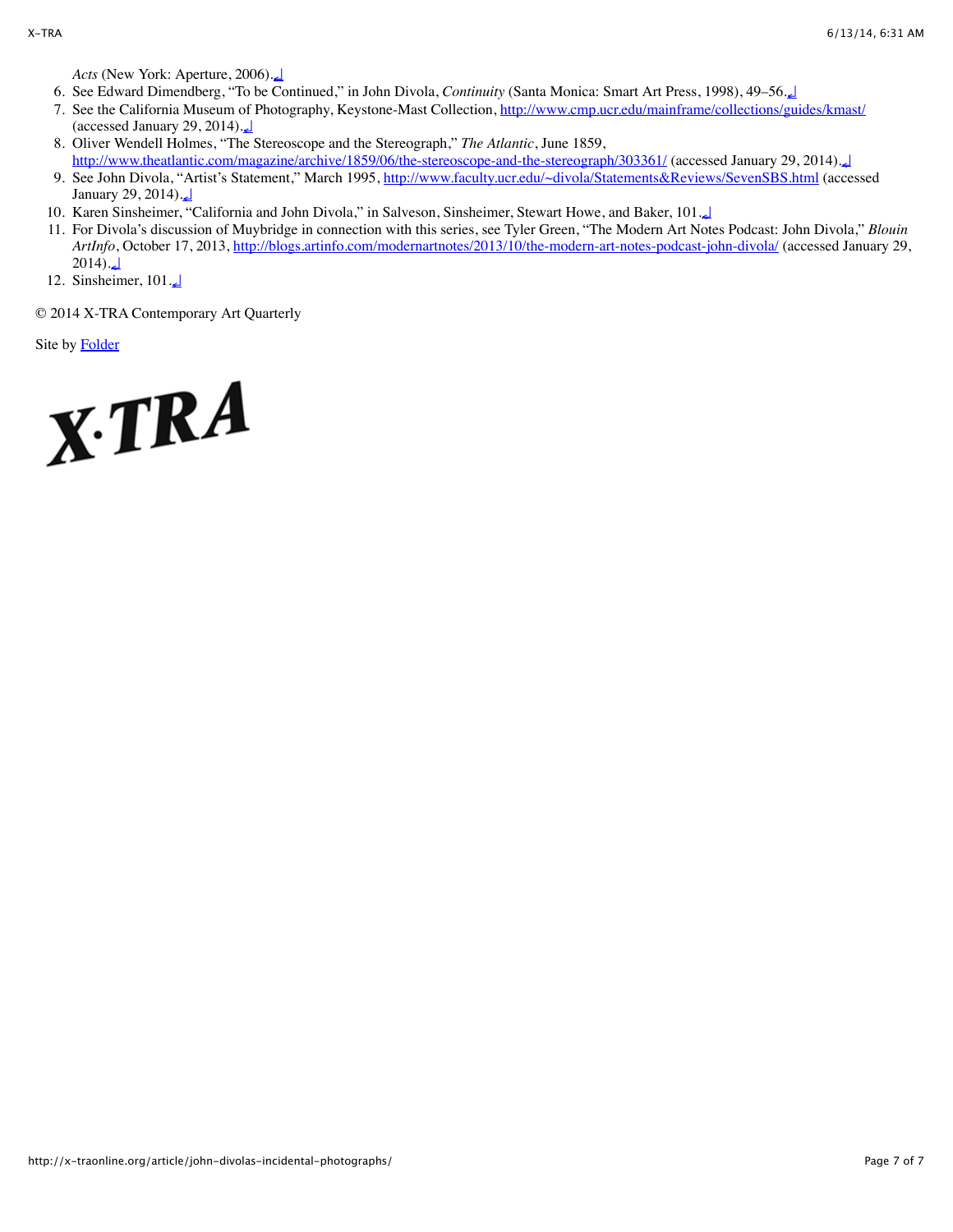*Acts* (New York: Aperture, 2006).↩

6. See Edward Dimendberg, "To be Continued," in John Divola, *Continuity* (Santa Monica: Smart Art Press, 1998), 49–56.↩
7. See the California Museum of Photography, Keystone-Mast Collection, http://www.cmp.ucr.edu/mainframe/collections/guides/kmast/ (accessed January 29, 2014).↩
8. Oliver Wendell Holmes, "The Stereoscope and the Stereograph," *The Atlantic*, June 1859, http://www.theatlantic.com/magazine/archive/1859/06/the-stereoscope-and-the-stereograph/303361/ (accessed January 29, 2014).↩
9. See John Divola, "Artist's Statement," March 1995, http://www.faculty.ucr.edu/~divola/Statements&Reviews/SevenSBS.html (accessed January 29, 2014).↩
10. Karen Sinsheimer, "California and John Divola," in Salveson, Sinsheimer, Stewart Howe, and Baker, 101.↩
11. For Divola's discussion of Muybridge in connection with this series, see Tyler Green, "The Modern Art Notes Podcast: John Divola," *Blouin ArtInfo*, October 17, 2013, http://blogs.artinfo.com/modernartnotes/2013/10/the-modern-art-notes-podcast-john-divola/ (accessed January 29, 2014).↩
12. Sinsheimer, 101.↩

© 2014 X-TRA Contemporary Art Quarterly

Site by Folder

X·TRA